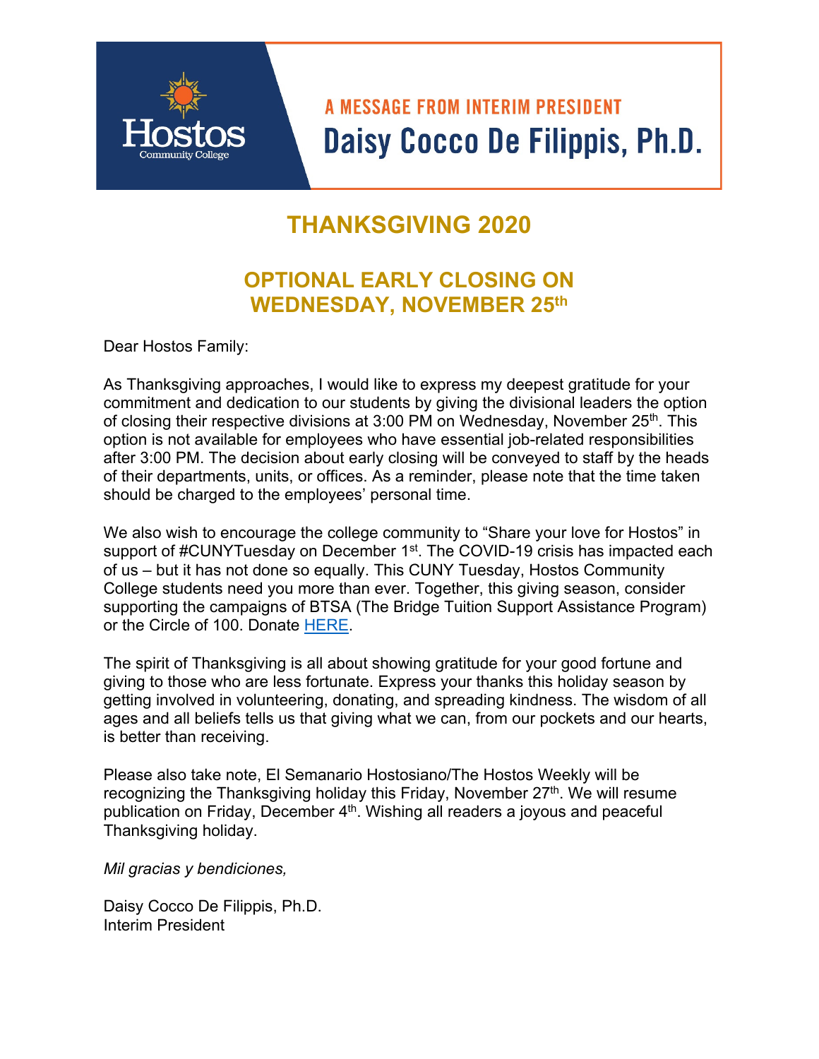Hostos Community College

A MESSAGE FROM INTERIM PRESIDENT

**Daisy Cocco De Filippis, Ph.D.**

# THANKSGIVING 2020

## OPTIONAL EARLY CLOSING ON WEDNESDAY, NOVEMBER 25th

Dear Hostos Family:

As Thanksgiving approaches, I would like to express my deepest gratitude for your commitment and dedication to our students by giving the divisional leaders the option of closing their respective divisions at 3:00 PM on Wednesday, November 25th. This option is not available for employees who have essential job-related responsibilities after 3:00 PM. The decision about early closing will be conveyed to staff by the heads of their departments, units, or offices. As a reminder, please note that the time taken should be charged to the employees' personal time.

We also wish to encourage the college community to "Share your love for Hostos" in support of #CUNYTuesday on December 1st. The COVID-19 crisis has impacted each of us – but it has not done so equally. This CUNY Tuesday, Hostos Community College students need you more than ever. Together, this giving season, consider supporting the campaigns of BTSA (The Bridge Tuition Support Assistance Program) or the Circle of 100. Donate HERE.

The spirit of Thanksgiving is all about showing gratitude for your good fortune and giving to those who are less fortunate. Express your thanks this holiday season by getting involved in volunteering, donating, and spreading kindness. The wisdom of all ages and all beliefs tells us that giving what we can, from our pockets and our hearts, is better than receiving.

Please also take note, El Semanario Hostosiano/The Hostos Weekly will be recognizing the Thanksgiving holiday this Friday, November 27th. We will resume publication on Friday, December 4th. Wishing all readers a joyous and peaceful Thanksgiving holiday.

*Mil gracias y bendiciones,*

Daisy Cocco De Filippis, Ph.D.
Interim President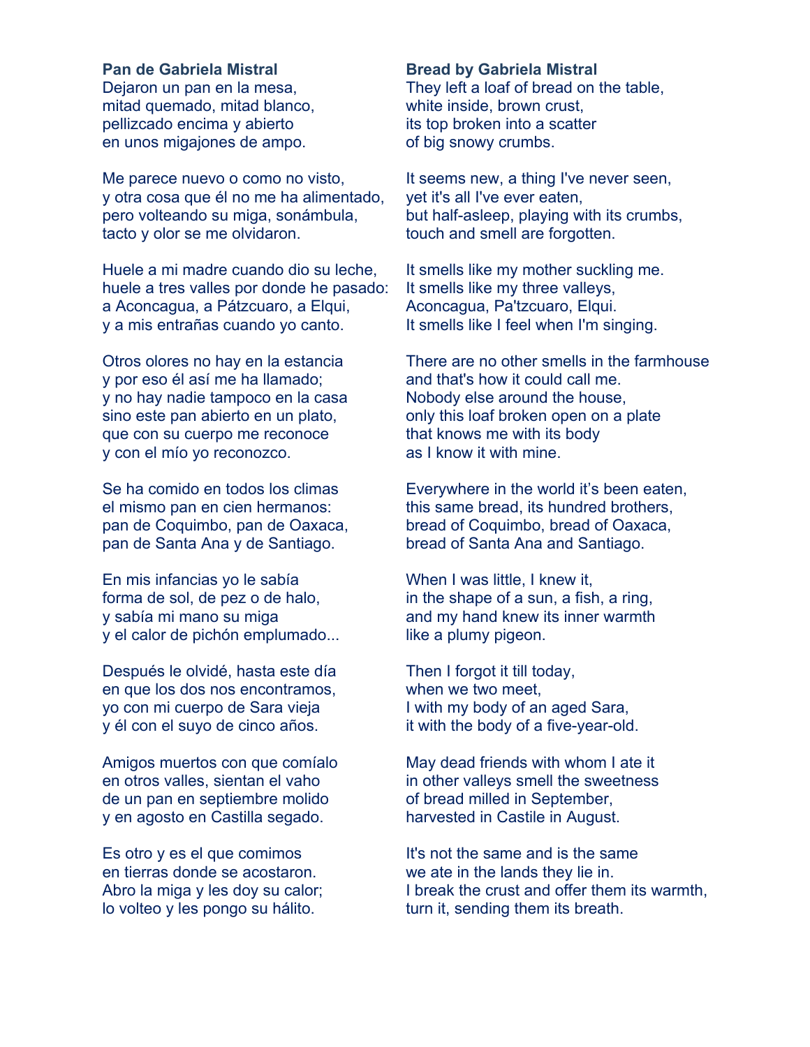**Pan de Gabriela Mistral**

Dejaron un pan en la mesa,
mitad quemado, mitad blanco,
pellizcado encima y abierto
en unos migajones de ampo.

Me parece nuevo o como no visto,
y otra cosa que él no me ha alimentado,
pero volteando su miga, sonámbula,
tacto y olor se me olvidaron.

Huele a mi madre cuando dio su leche,
huele a tres valles por donde he pasado:
a Aconcagua, a Pátzcuaro, a Elqui,
y a mis entrañas cuando yo canto.

Otros olores no hay en la estancia
y por eso él así me ha llamado;
y no hay nadie tampoco en la casa
sino este pan abierto en un plato,
que con su cuerpo me reconoce
y con el mío yo reconozco.

Se ha comido en todos los climas
el mismo pan en cien hermanos:
pan de Coquimbo, pan de Oaxaca,
pan de Santa Ana y de Santiago.

En mis infancias yo le sabía
forma de sol, de pez o de halo,
y sabía mi mano su miga
y el calor de pichón emplumado...

Después le olvidé, hasta este día
en que los dos nos encontramos,
yo con mi cuerpo de Sara vieja
y él con el suyo de cinco años.

Amigos muertos con que comíalo
en otros valles, sientan el vaho
de un pan en septiembre molido
y en agosto en Castilla segado.

Es otro y es el que comimos
en tierras donde se acostaron.
Abro la miga y les doy su calor;
lo volteo y les pongo su hálito.

**Bread by Gabriela Mistral**

They left a loaf of bread on the table,
white inside, brown crust,
its top broken into a scatter
of big snowy crumbs.

It seems new, a thing I've never seen,
yet it's all I've ever eaten,
but half-asleep, playing with its crumbs,
touch and smell are forgotten.

It smells like my mother suckling me.
It smells like my three valleys,
Aconcagua, Pa'tzcuaro, Elqui.
It smells like I feel when I'm singing.

There are no other smells in the farmhouse
and that's how it could call me.
Nobody else around the house,
only this loaf broken open on a plate
that knows me with its body
as I know it with mine.

Everywhere in the world it's been eaten,
this same bread, its hundred brothers,
bread of Coquimbo, bread of Oaxaca,
bread of Santa Ana and Santiago.

When I was little, I knew it,
in the shape of a sun, a fish, a ring,
and my hand knew its inner warmth
like a plumy pigeon.

Then I forgot it till today,
when we two meet,
I with my body of an aged Sara,
it with the body of a five-year-old.

May dead friends with whom I ate it
in other valleys smell the sweetness
of bread milled in September,
harvested in Castile in August.

It's not the same and is the same
we ate in the lands they lie in.
I break the crust and offer them its warmth,
turn it, sending them its breath.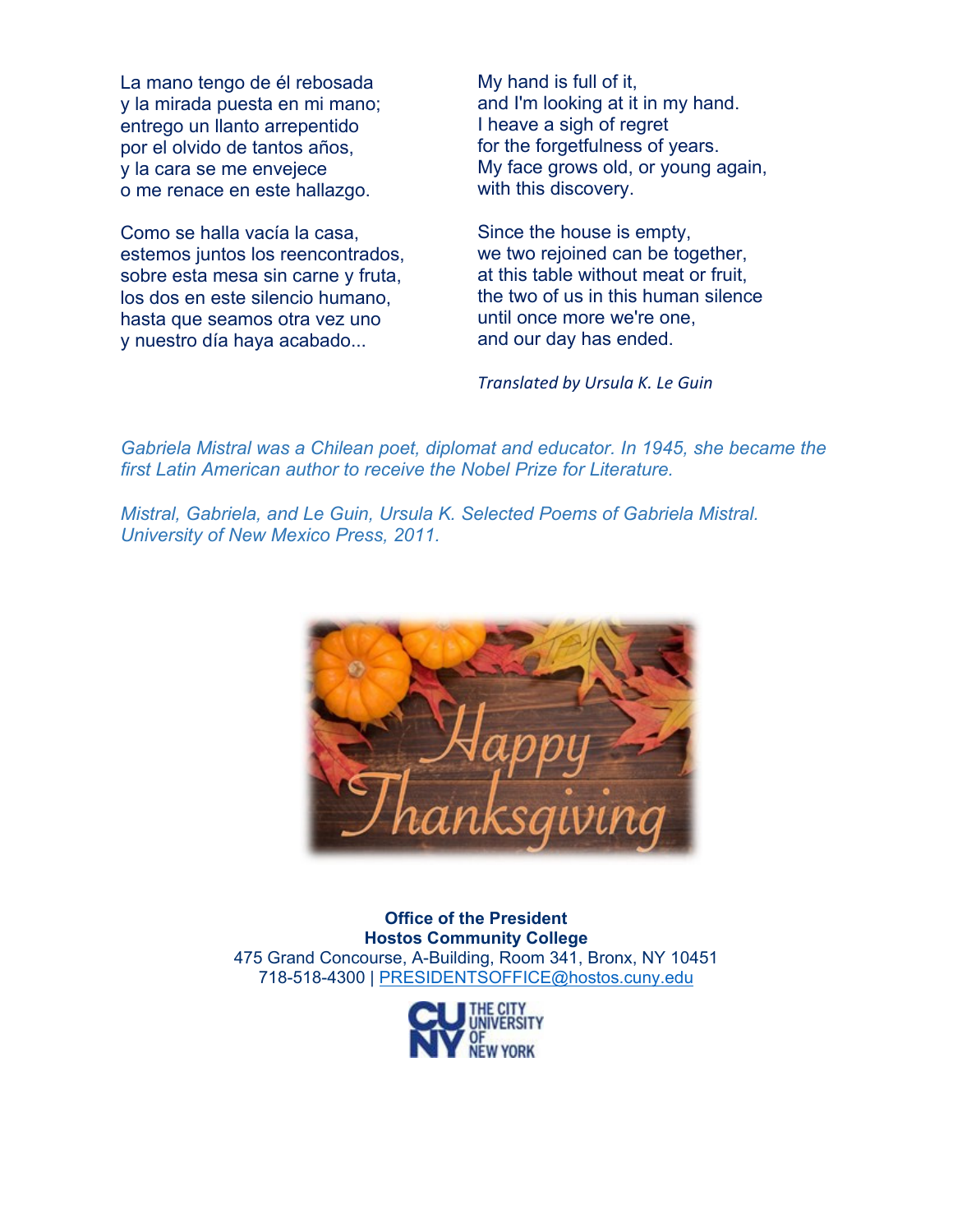La mano tengo de él rebosada
y la mirada puesta en mi mano;
entrego un llanto arrepentido
por el olvido de tantos años,
y la cara se me envejece
o me renace en este hallazgo.

Como se halla vacía la casa,
estemos juntos los reencontrados,
sobre esta mesa sin carne y fruta,
los dos en este silencio humano,
hasta que seamos otra vez uno
y nuestro día haya acabado...

My hand is full of it,
and I'm looking at it in my hand.
I heave a sigh of regret
for the forgetfulness of years.
My face grows old, or young again,
with this discovery.

Since the house is empty,
we two rejoined can be together,
at this table without meat or fruit,
the two of us in this human silence
until once more we're one,
and our day has ended.

*Translated by Ursula K. Le Guin*

*Gabriela Mistral was a Chilean poet, diplomat and educator. In 1945, she became the first Latin American author to receive the Nobel Prize for Literature.*

*Mistral, Gabriela, and Le Guin, Ursula K. Selected Poems of Gabriela Mistral. University of New Mexico Press, 2011.*

Happy Thanksgiving

**Office of the President**
**Hostos Community College**
475 Grand Concourse, A-Building, Room 341, Bronx, NY 10451
718-518-4300 | PRESIDENTSOFFICE@hostos.cuny.edu

CUNY THE CITY UNIVERSITY OF NEW YORK